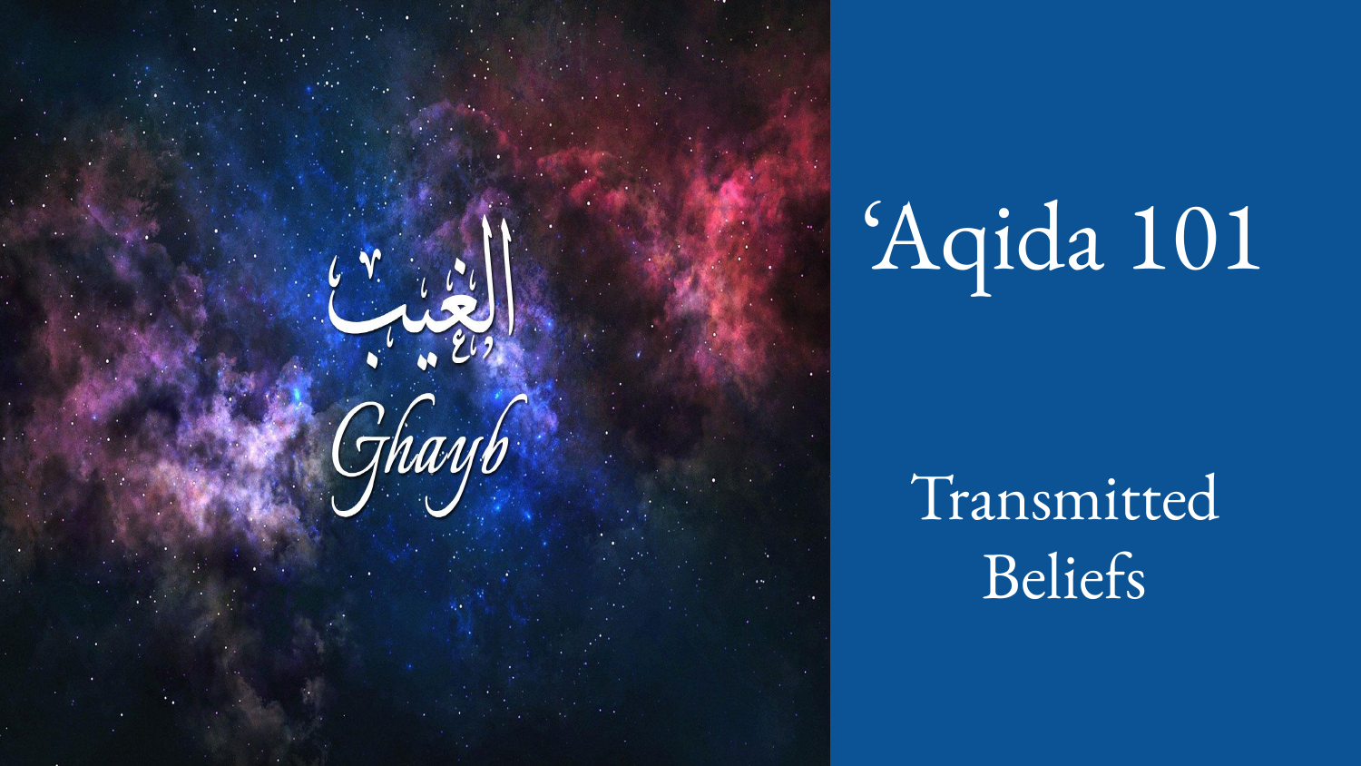الغيب

*Ghayb*

# ‘Aqida 101

## Transmitted Beliefs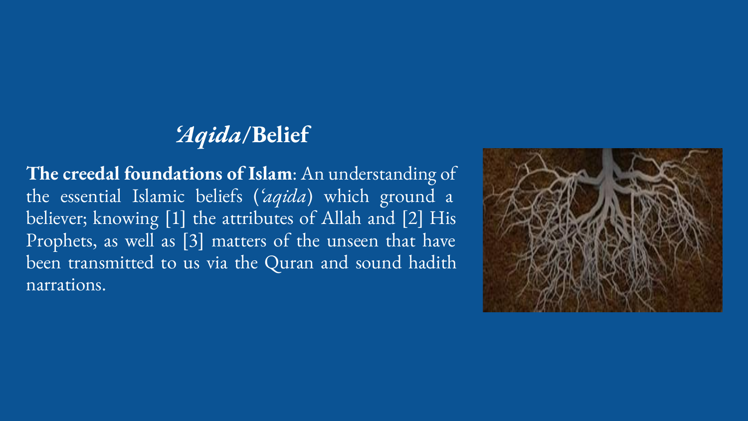# *'Aqida*/Belief

**The creedal foundations of Islam**: An understanding of the essential Islamic beliefs (*'aqida*) which ground a believer; knowing [1] the attributes of Allah and [2] His Prophets, as well as [3] matters of the unseen that have been transmitted to us via the Quran and sound hadith narrations.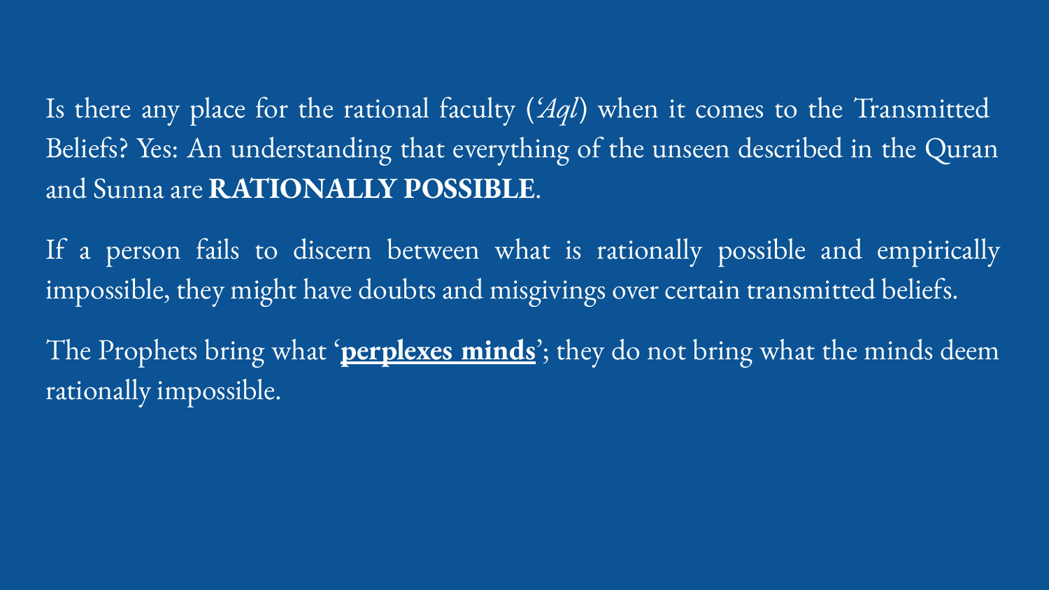Is there any place for the rational faculty (*'Aql*) when it comes to the Transmitted Beliefs? Yes: An understanding that everything of the unseen described in the Quran and Sunna are **RATIONALLY POSSIBLE**.

If a person fails to discern between what is rationally possible and empirically impossible, they might have doubts and misgivings over certain transmitted beliefs.

The Prophets bring what '**<u>perplexes minds</u>**'; they do not bring what the minds deem rationally impossible.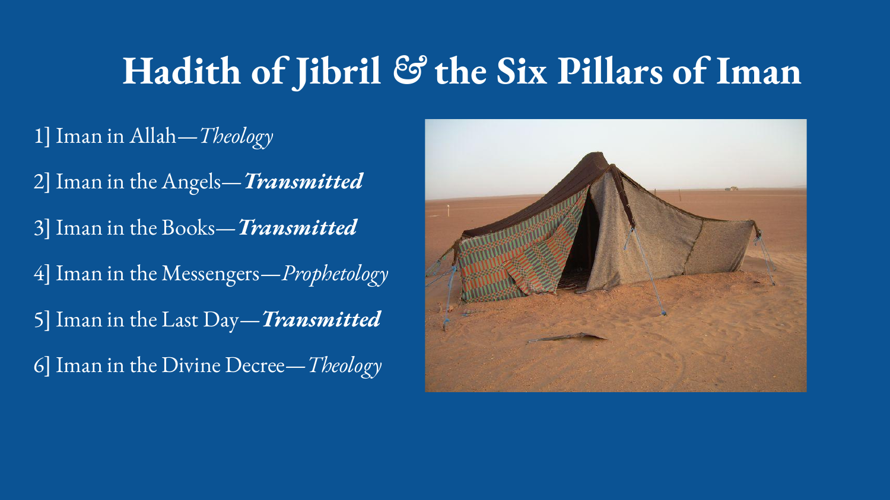# Hadith of Jibril & the Six Pillars of Iman

1] Iman in Allah—*Theology*

2] Iman in the Angels—***Transmitted***

3] Iman in the Books—***Transmitted***

4] Iman in the Messengers—*Prophetology*

5] Iman in the Last Day—***Transmitted***

6] Iman in the Divine Decree—*Theology*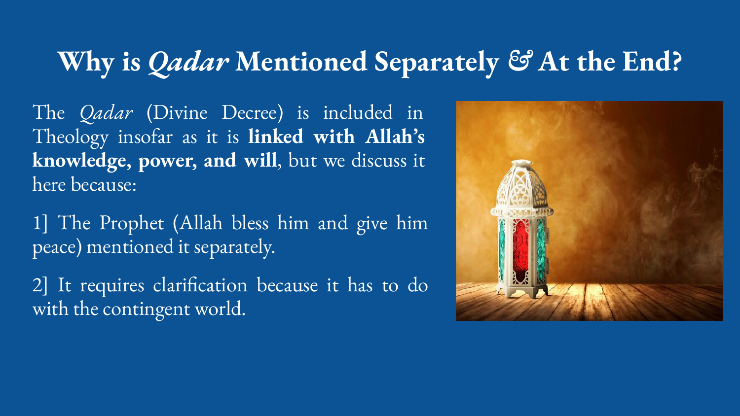# Why is *Qadar* Mentioned Separately & At the End?

The *Qadar* (Divine Decree) is included in Theology insofar as it is **linked with Allah's knowledge, power, and will**, but we discuss it here because:

1] The Prophet (Allah bless him and give him peace) mentioned it separately.

2] It requires clarification because it has to do with the contingent world.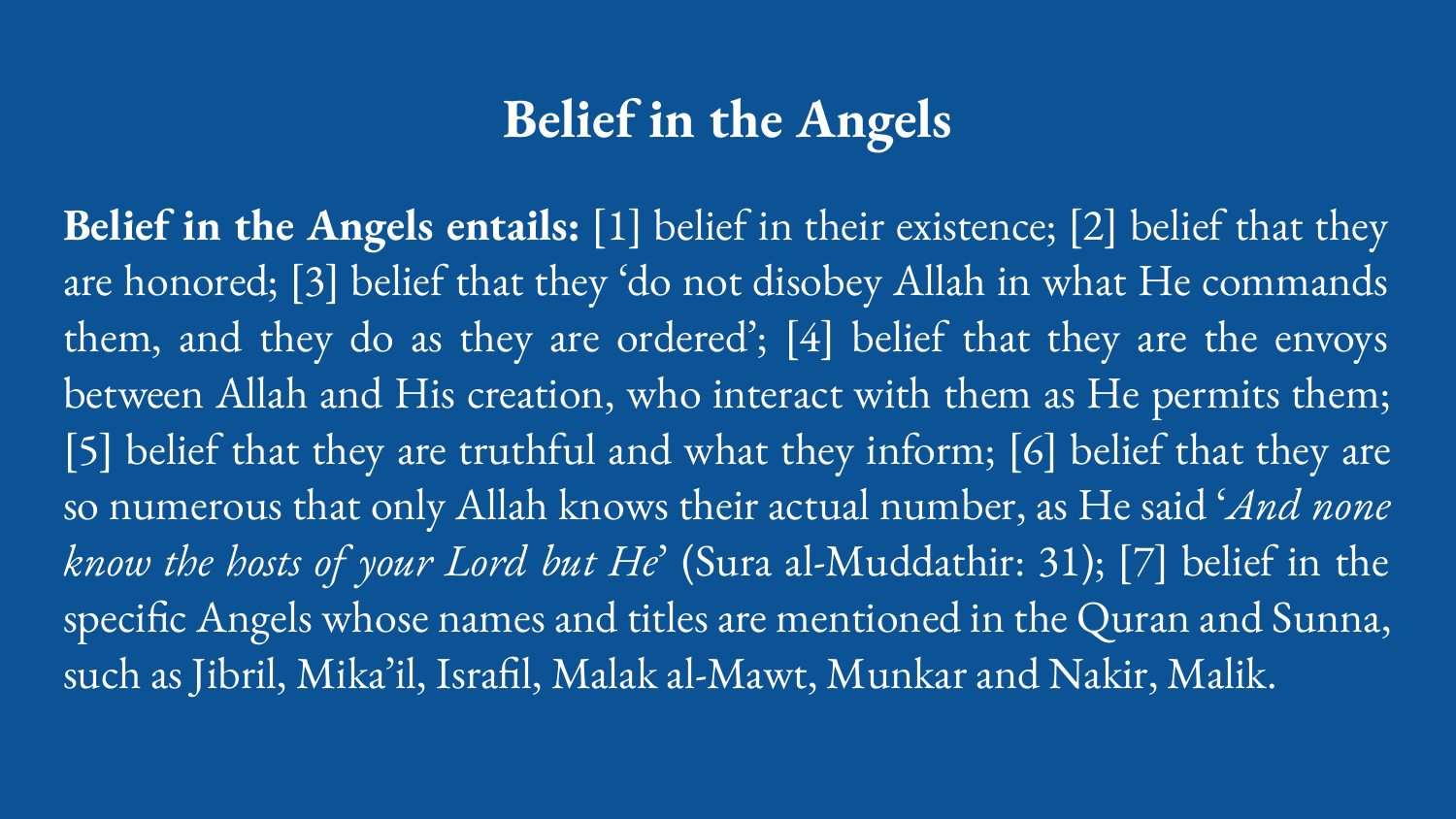# Belief in the Angels

**Belief in the Angels entails:** [1] belief in their existence; [2] belief that they are honored; [3] belief that they 'do not disobey Allah in what He commands them, and they do as they are ordered'; [4] belief that they are the envoys between Allah and His creation, who interact with them as He permits them; [5] belief that they are truthful and what they inform; [6] belief that they are so numerous that only Allah knows their actual number, as He said '*And none know the hosts of your Lord but He*' (Sura al-Muddathir: 31); [7] belief in the specific Angels whose names and titles are mentioned in the Quran and Sunna, such as Jibril, Mika'il, Israfil, Malak al-Mawt, Munkar and Nakir, Malik.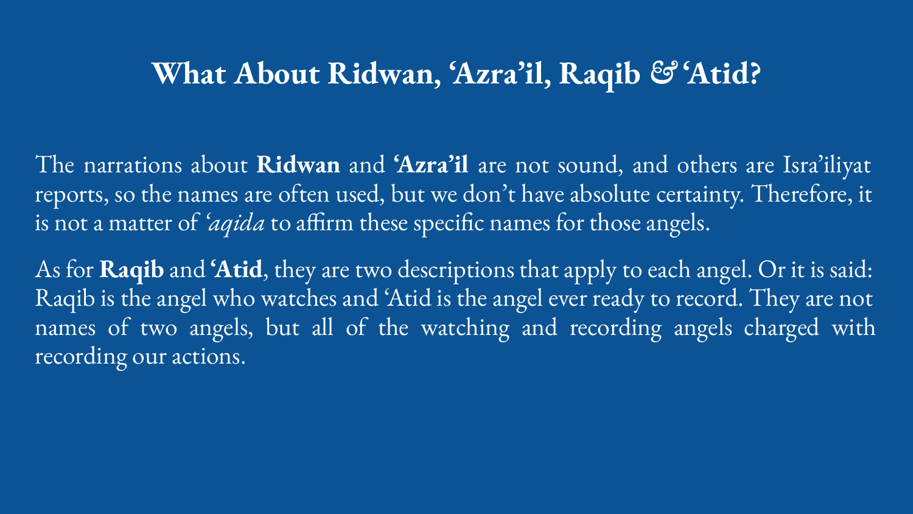# What About Ridwan, 'Azra'il, Raqib & 'Atid?

The narrations about **Ridwan** and **'Azra'il** are not sound, and others are Isra'iliyat reports, so the names are often used, but we don't have absolute certainty. Therefore, it is not a matter of *'aqida* to affirm these specific names for those angels.

As for **Raqib** and **'Atid**, they are two descriptions that apply to each angel. Or it is said: Raqib is the angel who watches and 'Atid is the angel ever ready to record. They are not names of two angels, but all of the watching and recording angels charged with recording our actions.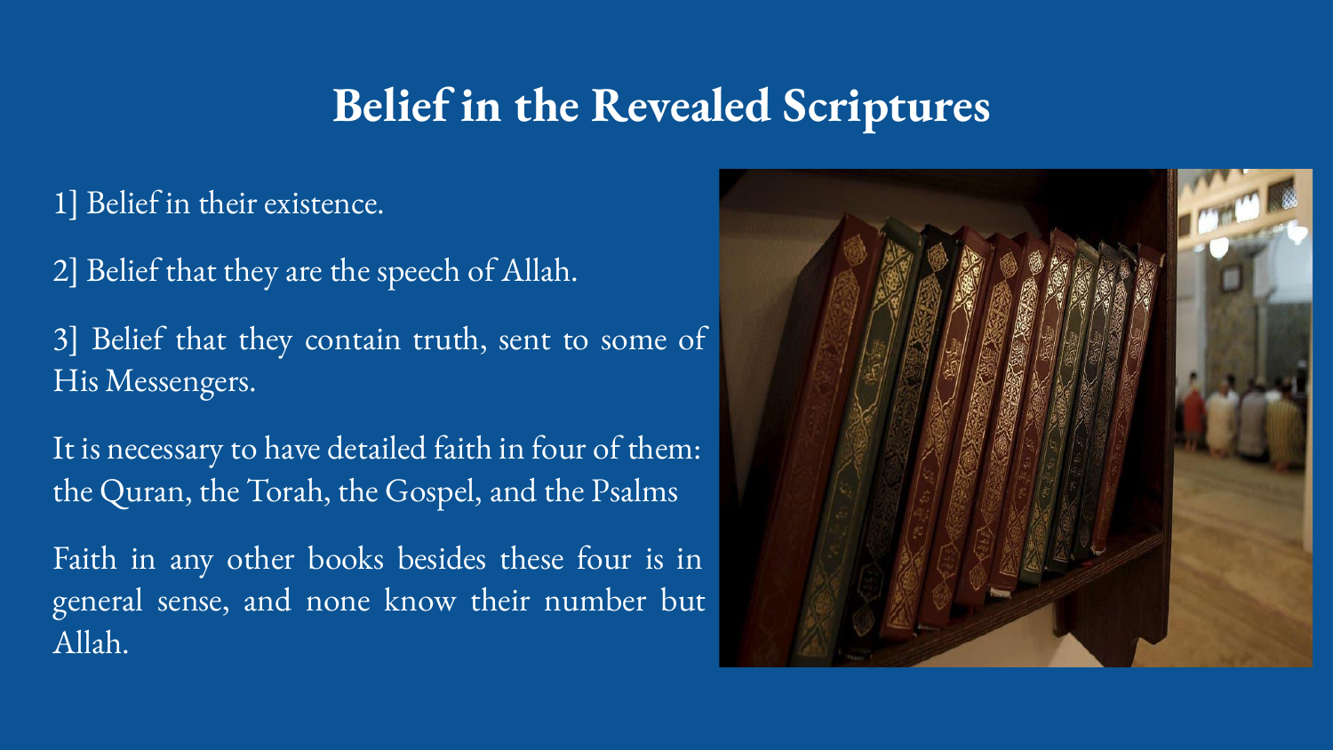# Belief in the Revealed Scriptures

1] Belief in their existence.

2] Belief that they are the speech of Allah.

3] Belief that they contain truth, sent to some of His Messengers.

It is necessary to have detailed faith in four of them: the Quran, the Torah, the Gospel, and the Psalms

Faith in any other books besides these four is in general sense, and none know their number but Allah.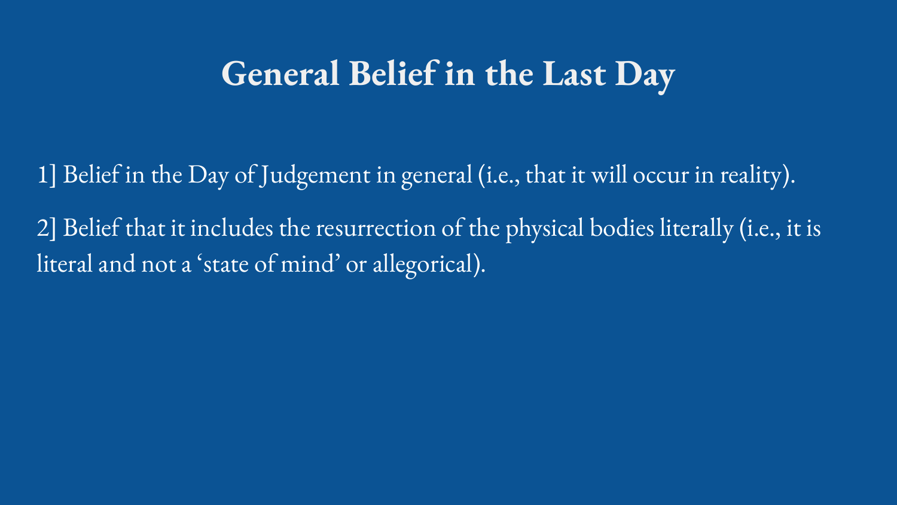# General Belief in the Last Day

1] Belief in the Day of Judgement in general (i.e., that it will occur in reality).

2] Belief that it includes the resurrection of the physical bodies literally (i.e., it is literal and not a 'state of mind' or allegorical).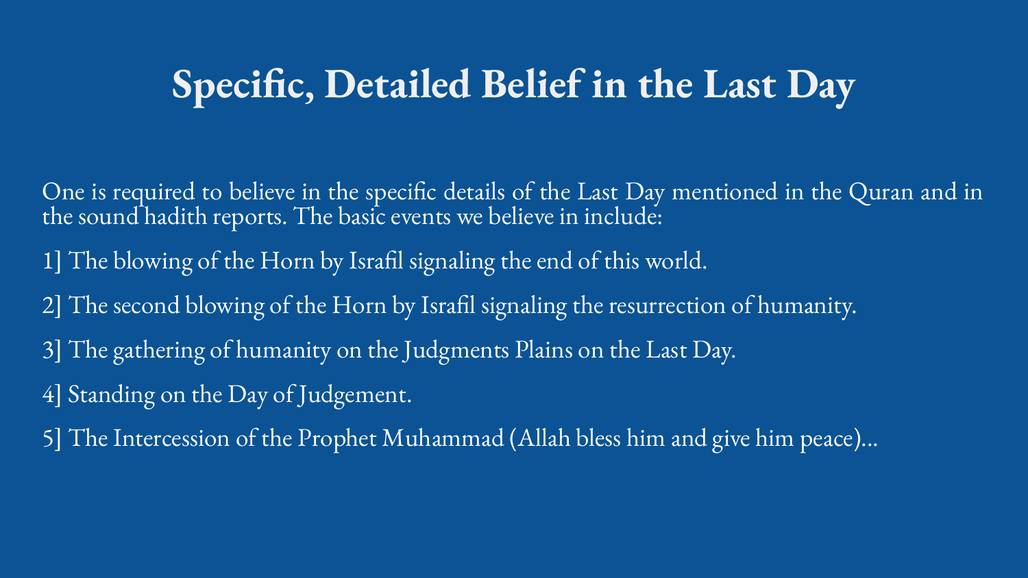# Specific, Detailed Belief in the Last Day

One is required to believe in the specific details of the Last Day mentioned in the Quran and in the sound hadith reports. The basic events we believe in include:

1] The blowing of the Horn by Israfil signaling the end of this world.

2] The second blowing of the Horn by Israfil signaling the resurrection of humanity.

3] The gathering of humanity on the Judgments Plains on the Last Day.

4] Standing on the Day of Judgement.

5] The Intercession of the Prophet Muhammad (Allah bless him and give him peace)...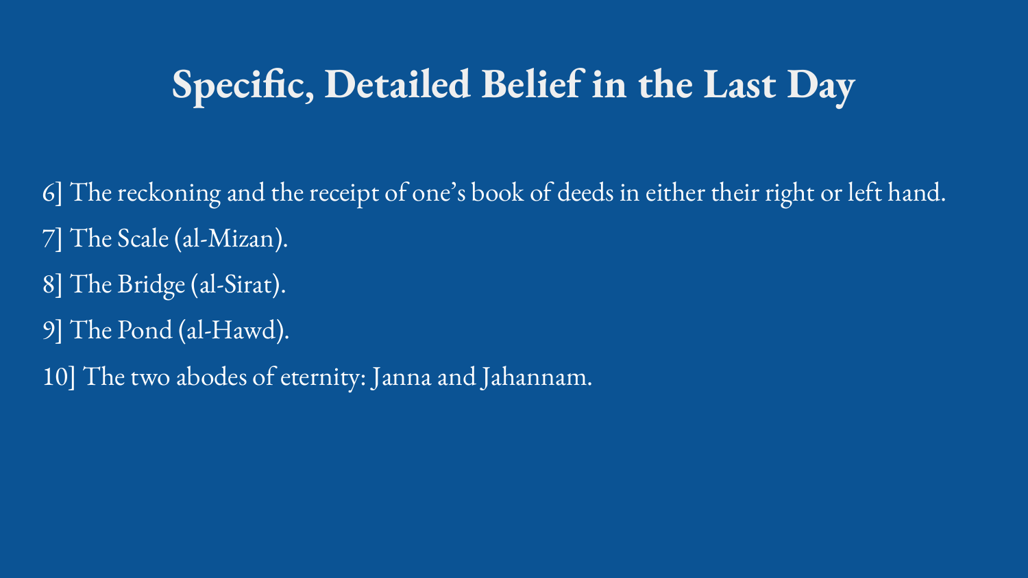# Specific, Detailed Belief in the Last Day

6] The reckoning and the receipt of one's book of deeds in either their right or left hand.

7] The Scale (al-Mizan).

8] The Bridge (al-Sirat).

9] The Pond (al-Hawd).

10] The two abodes of eternity: Janna and Jahannam.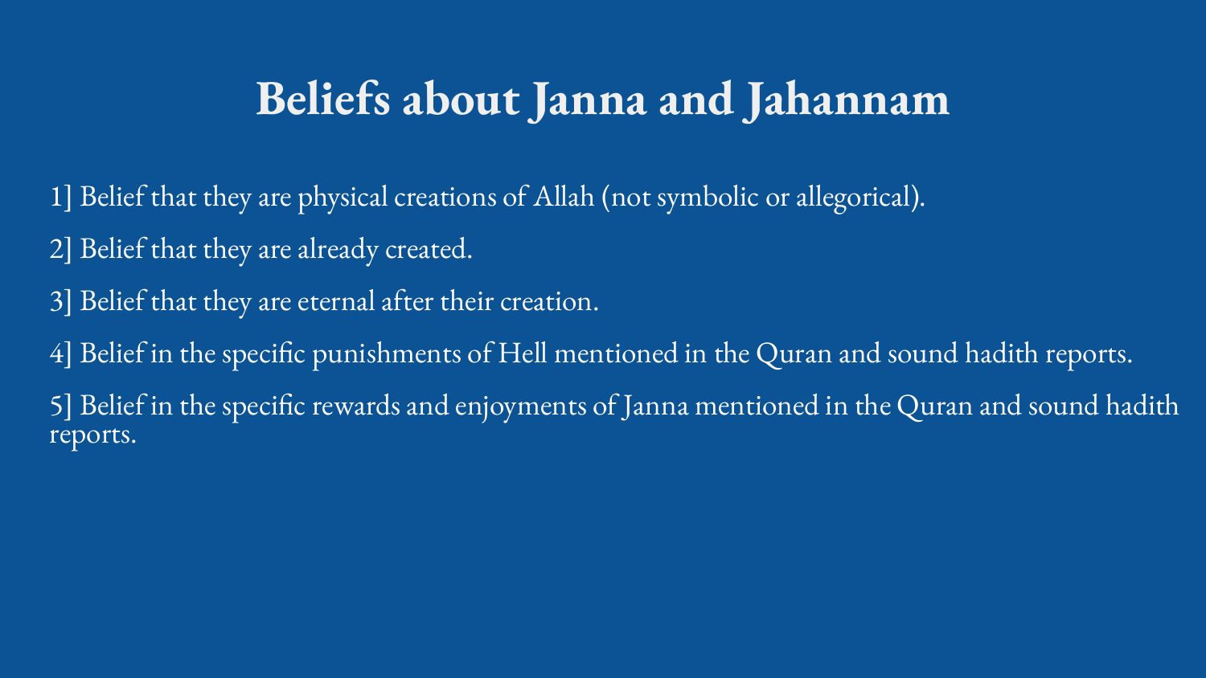# Beliefs about Janna and Jahannam

1] Belief that they are physical creations of Allah (not symbolic or allegorical).

2] Belief that they are already created.

3] Belief that they are eternal after their creation.

4] Belief in the specific punishments of Hell mentioned in the Quran and sound hadith reports.

5] Belief in the specific rewards and enjoyments of Janna mentioned in the Quran and sound hadith reports.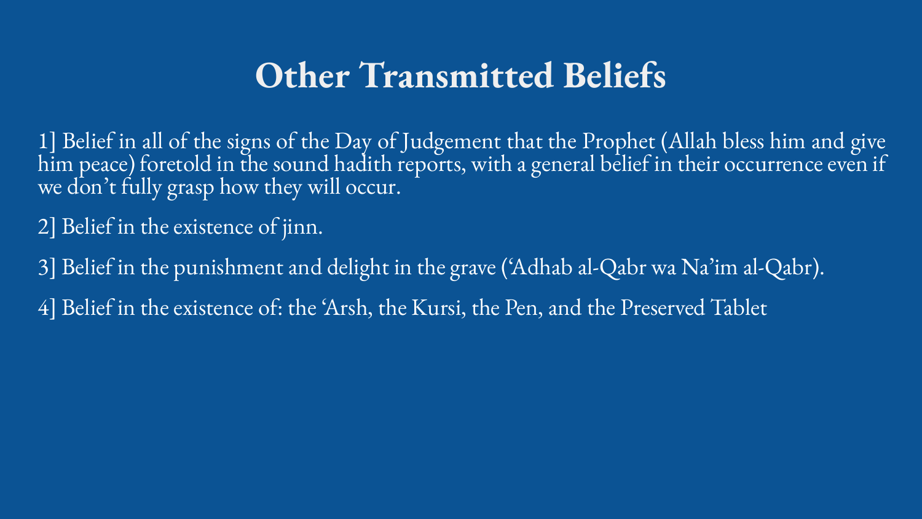# Other Transmitted Beliefs

1] Belief in all of the signs of the Day of Judgement that the Prophet (Allah bless him and give him peace) foretold in the sound hadith reports, with a general belief in their occurrence even if we don't fully grasp how they will occur.

2] Belief in the existence of jinn.

3] Belief in the punishment and delight in the grave ('Adhab al-Qabr wa Na'im al-Qabr).

4] Belief in the existence of: the 'Arsh, the Kursi, the Pen, and the Preserved Tablet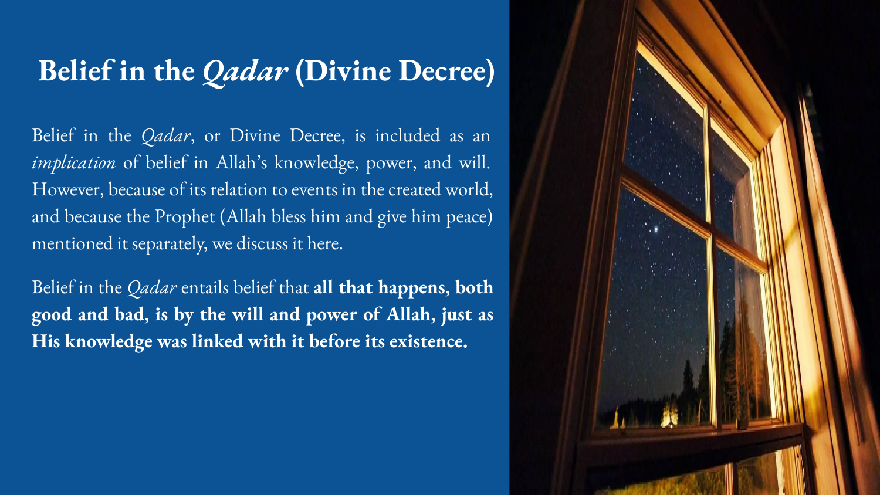# Belief in the *Qadar* (Divine Decree)

Belief in the *Qadar*, or Divine Decree, is included as an *implication* of belief in Allah's knowledge, power, and will. However, because of its relation to events in the created world, and because the Prophet (Allah bless him and give him peace) mentioned it separately, we discuss it here.

Belief in the *Qadar* entails belief that **all that happens, both good and bad, is by the will and power of Allah, just as His knowledge was linked with it before its existence.**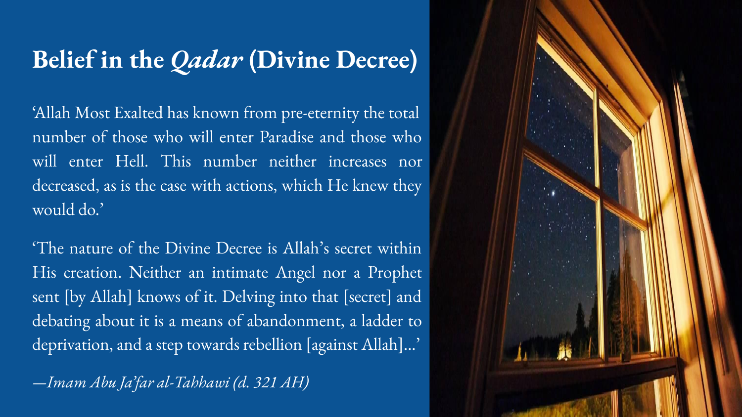# Belief in the *Qadar* (Divine Decree)

'Allah Most Exalted has known from pre-eternity the total number of those who will enter Paradise and those who will enter Hell. This number neither increases nor decreased, as is the case with actions, which He knew they would do.'

'The nature of the Divine Decree is Allah's secret within His creation. Neither an intimate Angel nor a Prophet sent [by Allah] knows of it. Delving into that [secret] and debating about it is a means of abandonment, a ladder to deprivation, and a step towards rebellion [against Allah]...'

*—Imam Abu Ja'far al-Tahhawi (d. 321 AH)*